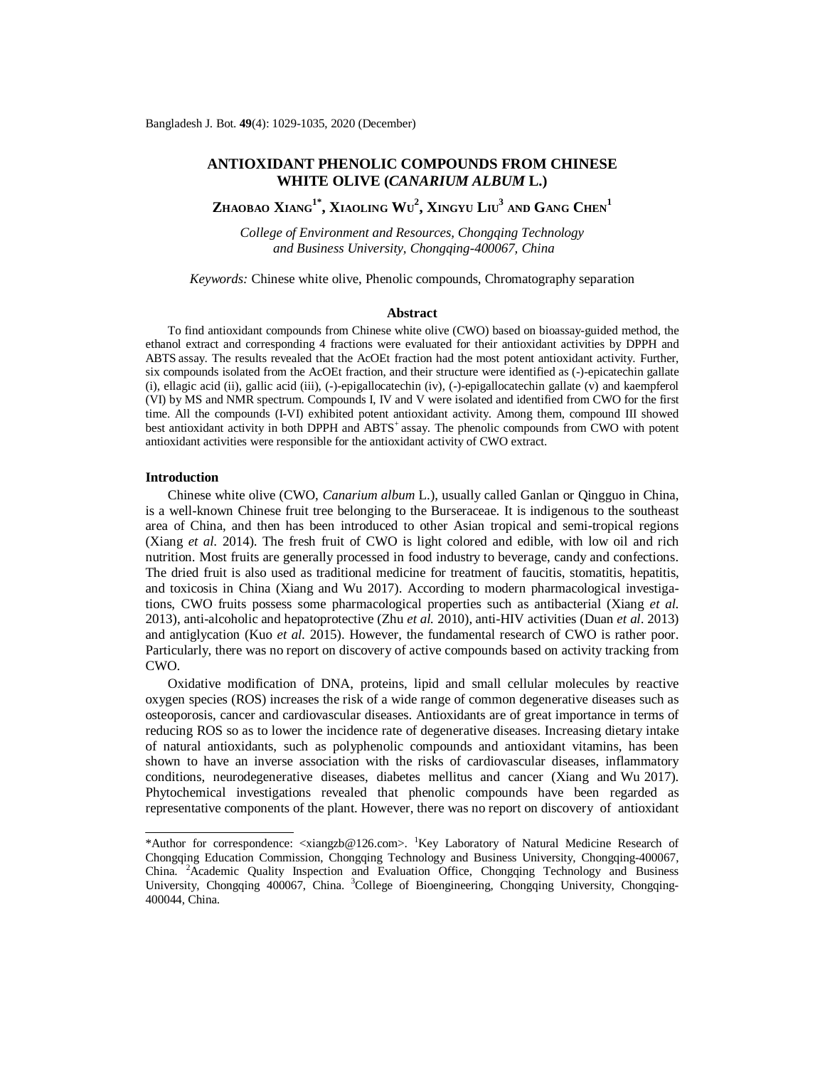# ANTIOXIDANT PHENOLIC COMPOUNDS FROM CHINESE WHITE OLIVE (*CANARIUM ALBUM* L.)

**Zhaobao Xiang[1*], Xiaoling Wu[2], Xingyu Liu[3] and Gang Chen[1]**

*College of Environment and Resources, Chongqing Technology and Business University, Chongqing-400067, China*

*Keywords:* Chinese white olive, Phenolic compounds, Chromatography separation

## Abstract

To find antioxidant compounds from Chinese white olive (CWO) based on bioassay-guided method, the ethanol extract and corresponding 4 fractions were evaluated for their antioxidant activities by DPPH and ABTS assay. The results revealed that the AcOEt fraction had the most potent antioxidant activity. Further, six compounds isolated from the AcOEt fraction, and their structure were identified as (-)-epicatechin gallate (i), ellagic acid (ii), gallic acid (iii), (-)-epigallocatechin (iv), (-)-epigallocatechin gallate (v) and kaempferol (VI) by MS and NMR spectrum. Compounds I, IV and V were isolated and identified from CWO for the first time. All the compounds (I-VI) exhibited potent antioxidant activity. Among them, compound III showed best antioxidant activity in both DPPH and $ABTS^+$ assay. The phenolic compounds from CWO with potent antioxidant activities were responsible for the antioxidant activity of CWO extract.

## Introduction

Chinese white olive (CWO, *Canarium album* L.), usually called Ganlan or Qingguo in China, is a well-known Chinese fruit tree belonging to the Burseraceae. It is indigenous to the southeast area of China, and then has been introduced to other Asian tropical and semi-tropical regions (Xiang *et al.* 2014). The fresh fruit of CWO is light colored and edible, with low oil and rich nutrition. Most fruits are generally processed in food industry to beverage, candy and confections. The dried fruit is also used as traditional medicine for treatment of faucitis, stomatitis, hepatitis, and toxicosis in China (Xiang and Wu 2017). According to modern pharmacological investigations, CWO fruits possess some pharmacological properties such as antibacterial (Xiang *et al.* 2013), anti-alcoholic and hepatoprotective (Zhu *et al.* 2010), anti-HIV activities (Duan *et al.* 2013) and antiglycation (Kuo *et al.* 2015). However, the fundamental research of CWO is rather poor. Particularly, there was no report on discovery of active compounds based on activity tracking from CWO.

Oxidative modification of DNA, proteins, lipid and small cellular molecules by reactive oxygen species (ROS) increases the risk of a wide range of common degenerative diseases such as osteoporosis, cancer and cardiovascular diseases. Antioxidants are of great importance in terms of reducing ROS so as to lower the incidence rate of degenerative diseases. Increasing dietary intake of natural antioxidants, such as polyphenolic compounds and antioxidant vitamins, has been shown to have an inverse association with the risks of cardiovascular diseases, inflammatory conditions, neurodegenerative diseases, diabetes mellitus and cancer (Xiang and Wu 2017). Phytochemical investigations revealed that phenolic compounds have been regarded as representative components of the plant. However, there was no report on discovery of antioxidant

---

*Author for correspondence: <xiangzb@126.com>. [1]Key Laboratory of Natural Medicine Research of Chongqing Education Commission, Chongqing Technology and Business University, Chongqing-400067, China. [2]Academic Quality Inspection and Evaluation Office, Chongqing Technology and Business University, Chongqing 400067, China. [3]College of Bioengineering, Chongqing University, Chongqing-400044, China.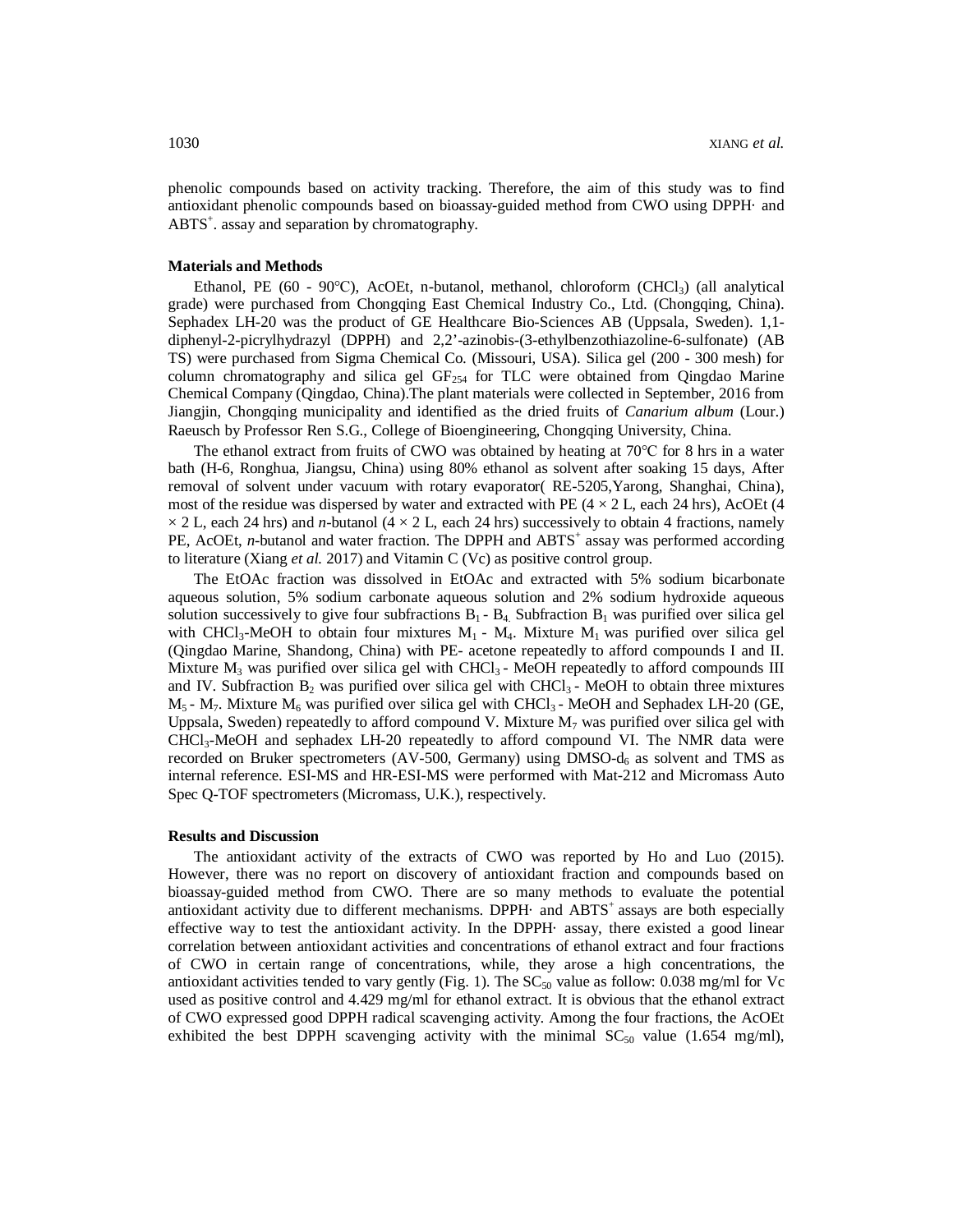phenolic compounds based on activity tracking. Therefore, the aim of this study was to find antioxidant phenolic compounds based on bioassay-guided method from CWO using DPPH· and $ABTS^+$. assay and separation by chromatography.

### Materials and Methods

Ethanol, PE (60 - 90°C), AcOEt, n-butanol, methanol, chloroform ($CHCl_3$) (all analytical grade) were purchased from Chongqing East Chemical Industry Co., Ltd. (Chongqing, China). Sephadex LH-20 was the product of GE Healthcare Bio-Sciences AB (Uppsala, Sweden). 1,1-diphenyl-2-picrylhydrazyl (DPPH) and 2,2'-azinobis-(3-ethylbenzothiazoline-6-sulfonate) (AB TS) were purchased from Sigma Chemical Co. (Missouri, USA). Silica gel (200 - 300 mesh) for column chromatography and silica gel $GF_{254}$ for TLC were obtained from Qingdao Marine Chemical Company (Qingdao, China).The plant materials were collected in September, 2016 from Jiangjin, Chongqing municipality and identified as the dried fruits of *Canarium album* (Lour.) Raeusch by Professor Ren S.G., College of Bioengineering, Chongqing University, China.

The ethanol extract from fruits of CWO was obtained by heating at 70°C for 8 hrs in a water bath (H-6, Ronghua, Jiangsu, China) using 80% ethanol as solvent after soaking 15 days, After removal of solvent under vacuum with rotary evaporator( RE-5205,Yarong, Shanghai, China), most of the residue was dispersed by water and extracted with PE (4 × 2 L, each 24 hrs), AcOEt (4 × 2 L, each 24 hrs) and *n*-butanol (4 × 2 L, each 24 hrs) successively to obtain 4 fractions, namely PE, AcOEt, *n*-butanol and water fraction. The DPPH and $ABTS^+$ assay was performed according to literature (Xiang *et al.* 2017) and Vitamin C (Vc) as positive control group.

The EtOAc fraction was dissolved in EtOAc and extracted with 5% sodium bicarbonate aqueous solution, 5% sodium carbonate aqueous solution and 2% sodium hydroxide aqueous solution successively to give four subfractions $B_1$ - $B_4$. Subfraction $B_1$ was purified over silica gel with $CHCl_3$-MeOH to obtain four mixtures $M_1$ - $M_4$. Mixture $M_1$ was purified over silica gel (Qingdao Marine, Shandong, China) with PE- acetone repeatedly to afford compounds I and II. Mixture $M_3$ was purified over silica gel with $CHCl_3$ - MeOH repeatedly to afford compounds III and IV. Subfraction $B_2$ was purified over silica gel with $CHCl_3$ - MeOH to obtain three mixtures $M_5$ - $M_7$. Mixture $M_6$ was purified over silica gel with $CHCl_3$ - MeOH and Sephadex LH-20 (GE, Uppsala, Sweden) repeatedly to afford compound V. Mixture $M_7$ was purified over silica gel with $CHCl_3$-MeOH and sephadex LH-20 repeatedly to afford compound VI. The NMR data were recorded on Bruker spectrometers (AV-500, Germany) using DMSO-$d_6$ as solvent and TMS as internal reference. ESI-MS and HR-ESI-MS were performed with Mat-212 and Micromass Auto Spec Q-TOF spectrometers (Micromass, U.K.), respectively.

### Results and Discussion

The antioxidant activity of the extracts of CWO was reported by Ho and Luo (2015). However, there was no report on discovery of antioxidant fraction and compounds based on bioassay-guided method from CWO. There are so many methods to evaluate the potential antioxidant activity due to different mechanisms. DPPH· and $ABTS^+$ assays are both especially effective way to test the antioxidant activity. In the DPPH· assay, there existed a good linear correlation between antioxidant activities and concentrations of ethanol extract and four fractions of CWO in certain range of concentrations, while, they arose a high concentrations, the antioxidant activities tended to vary gently (Fig. 1). The $SC_{50}$ value as follow: 0.038 mg/ml for Vc used as positive control and 4.429 mg/ml for ethanol extract. It is obvious that the ethanol extract of CWO expressed good DPPH radical scavenging activity. Among the four fractions, the AcOEt exhibited the best DPPH scavenging activity with the minimal $SC_{50}$ value (1.654 mg/ml),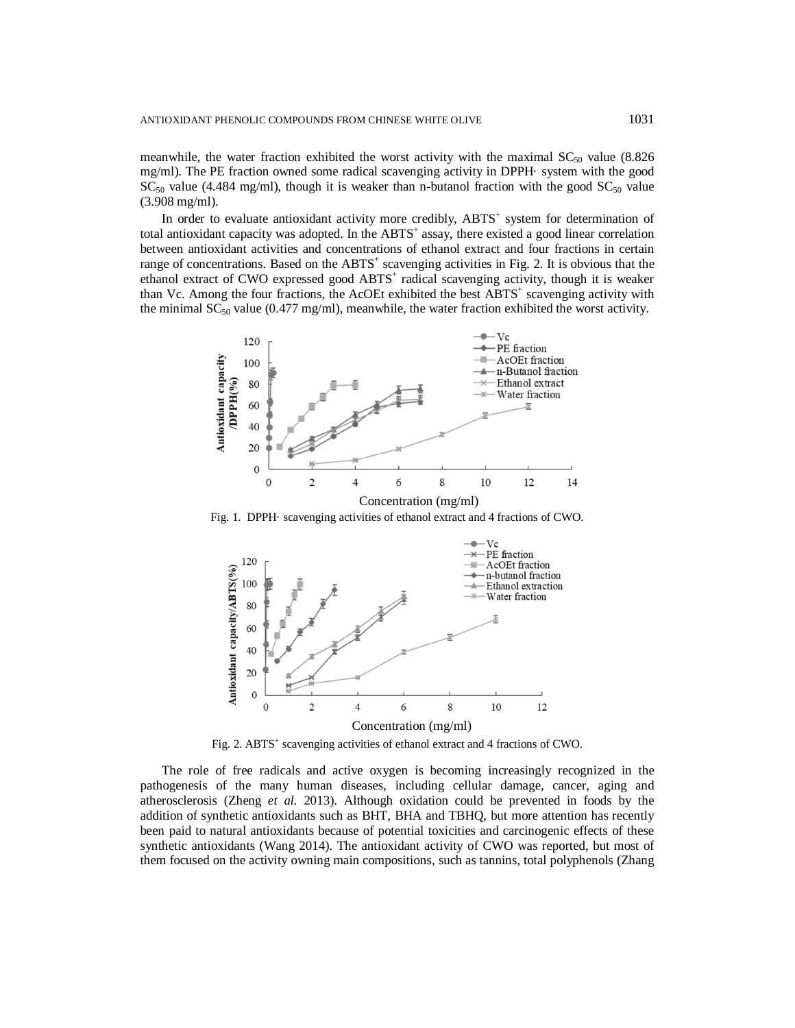meanwhile, the water fraction exhibited the worst activity with the maximal $SC_{50}$ value (8.826 mg/ml). The PE fraction owned some radical scavenging activity in DPPH· system with the good $SC_{50}$ value (4.484 mg/ml), though it is weaker than n-butanol fraction with the good $SC_{50}$ value (3.908 mg/ml).

In order to evaluate antioxidant activity more credibly, $ABTS^{+}$ system for determination of total antioxidant capacity was adopted. In the $ABTS^{+}$ assay, there existed a good linear correlation between antioxidant activities and concentrations of ethanol extract and four fractions in certain range of concentrations. Based on the $ABTS^{+}$ scavenging activities in Fig. 2. It is obvious that the ethanol extract of CWO expressed good $ABTS^{+}$ radical scavenging activity, though it is weaker than Vc. Among the four fractions, the AcOEt exhibited the best $ABTS^{+}$ scavenging activity with the minimal $SC_{50}$ value (0.477 mg/ml), meanwhile, the water fraction exhibited the worst activity.

Antioxidant capacity /DPPH(%)

0 20 40 60 80 100 120

0 2 4 6 8 10 12 14

Concentration (mg/ml)

Vc
PE fraction
AcOEt fraction
n-Butanol fraction
Ethanol extract
Water fraction

Fig. 1. DPPH· scavenging activities of ethanol extract and 4 fractions of CWO.

Antioxidant capacity/ABTS(%)

0 20 40 60 80 100 120

0 2 4 6 8 10 12

Concentration (mg/ml)

Vc
PE fraction
AcOEt fraction
n-butanol fraction
Ethanol extraction
Water fraction

Fig. 2. $ABTS^{+}$ scavenging activities of ethanol extract and 4 fractions of CWO.

The role of free radicals and active oxygen is becoming increasingly recognized in the pathogenesis of the many human diseases, including cellular damage, cancer, aging and atherosclerosis (Zheng *et al*. 2013). Although oxidation could be prevented in foods by the addition of synthetic antioxidants such as BHT, BHA and TBHQ, but more attention has recently been paid to natural antioxidants because of potential toxicities and carcinogenic effects of these synthetic antioxidants (Wang 2014). The antioxidant activity of CWO was reported, but most of them focused on the activity owning main compositions, such as tannins, total polyphenols (Zhang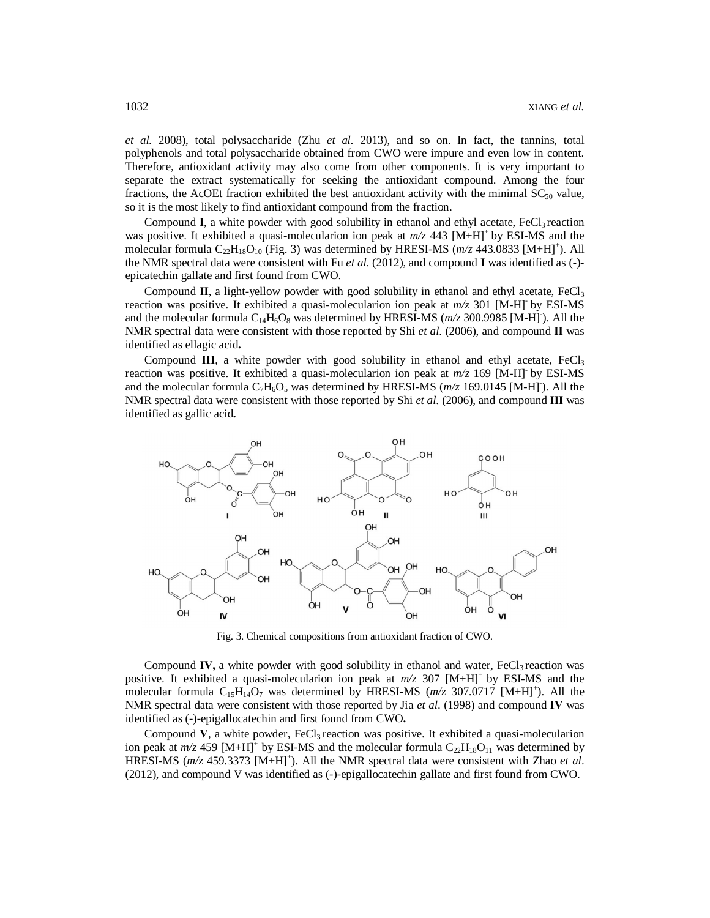*et al.* 2008), total polysaccharide (Zhu *et al.* 2013), and so on. In fact, the tannins, total polyphenols and total polysaccharide obtained from CWO were impure and even low in content. Therefore, antioxidant activity may also come from other components. It is very important to separate the extract systematically for seeking the antioxidant compound. Among the four fractions, the AcOEt fraction exhibited the best antioxidant activity with the minimal $SC_{50}$ value, so it is the most likely to find antioxidant compound from the fraction.

Compound **I**, a white powder with good solubility in ethanol and ethyl acetate, $FeCl_3$ reaction was positive. It exhibited a quasi-molecularion ion peak at *m/z* 443 $[M+H]^+$ by ESI-MS and the molecular formula $C_{22}H_{18}O_{10}$ (Fig. 3) was determined by HRESI-MS (*m/z* 443.0833 $[M+H]^+$). All the NMR spectral data were consistent with Fu *et al.* (2012), and compound **I** was identified as (-)-epicatechin gallate and first found from CWO.

Compound **II**, a light-yellow powder with good solubility in ethanol and ethyl acetate, $FeCl_3$ reaction was positive. It exhibited a quasi-molecularion ion peak at *m/z* 301 $[M-H]^-$ by ESI-MS and the molecular formula $C_{14}H_6O_8$ was determined by HRESI-MS (*m/z* 300.9985 $[M-H]^-$). All the NMR spectral data were consistent with those reported by Shi *et al.* (2006), and compound **II** was identified as ellagic acid**.**

Compound **III**, a white powder with good solubility in ethanol and ethyl acetate, $FeCl_3$ reaction was positive. It exhibited a quasi-molecularion ion peak at *m/z* 169 $[M-H]^-$ by ESI-MS and the molecular formula $C_7H_6O_5$ was determined by HRESI-MS (*m/z* 169.0145 $[M-H]^-$). All the NMR spectral data were consistent with those reported by Shi *et al.* (2006), and compound **III** was identified as gallic acid**.**

Fig. 3. Chemical compositions from antioxidant fraction of CWO.

Compound **IV,** a white powder with good solubility in ethanol and water, $FeCl_3$ reaction was positive. It exhibited a quasi-molecularion ion peak at *m/z* 307 $[M+H]^+$ by ESI-MS and the molecular formula $C_{15}H_{14}O_7$ was determined by HRESI-MS (*m/z* 307.0717 $[M+H]^+$). All the NMR spectral data were consistent with those reported by Jia *et al.* (1998) and compound **IV** was identified as (-)-epigallocatechin and first found from CWO**.**

Compound **V**, a white powder, $FeCl_3$ reaction was positive. It exhibited a quasi-molecularion ion peak at *m/z* 459 $[M+H]^+$ by ESI-MS and the molecular formula $C_{22}H_{18}O_{11}$ was determined by HRESI-MS (*m/z* 459.3373 $[M+H]^+$). All the NMR spectral data were consistent with Zhao *et al*. (2012), and compound V was identified as (-)-epigallocatechin gallate and first found from CWO.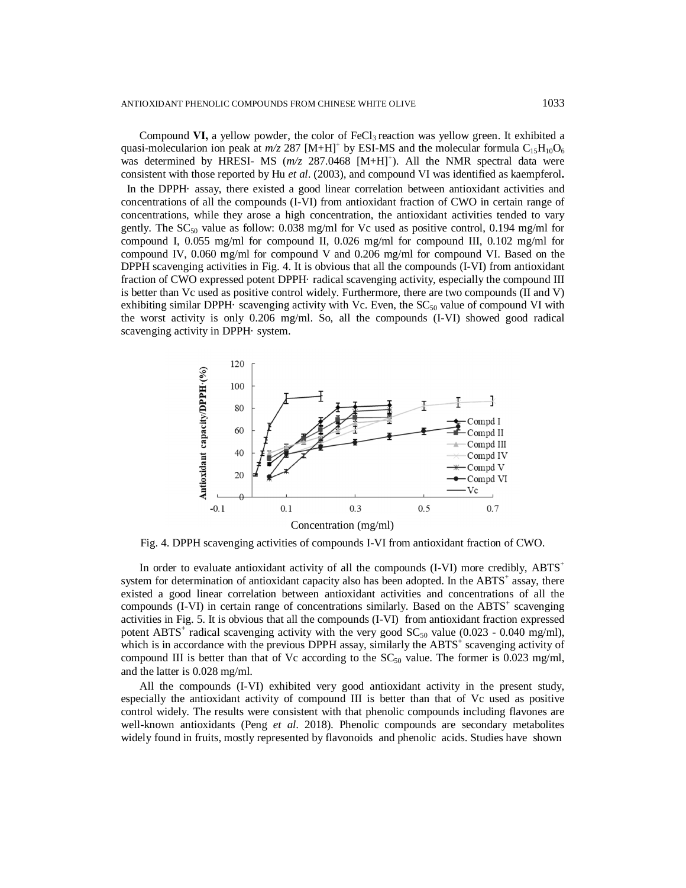Compound **VI,** a yellow powder, the color of $FeCl_3$ reaction was yellow green. It exhibited a quasi-molecularion ion peak at *m/z* 287 $[M+H]^+$ by ESI-MS and the molecular formula $C_{15}H_{10}O_6$ was determined by HRESI- MS (*m/z* 287.0468 $[M+H]^+$). All the NMR spectral data were consistent with those reported by Hu *et al*. (2003), and compound VI was identified as kaempferol**.**

In the DPPH· assay, there existed a good linear correlation between antioxidant activities and concentrations of all the compounds (I-VI) from antioxidant fraction of CWO in certain range of concentrations, while they arose a high concentration, the antioxidant activities tended to vary gently. The $SC_{50}$ value as follow: 0.038 mg/ml for Vc used as positive control, 0.194 mg/ml for compound I, 0.055 mg/ml for compound II, 0.026 mg/ml for compound III, 0.102 mg/ml for compound IV, 0.060 mg/ml for compound V and 0.206 mg/ml for compound VI. Based on the DPPH scavenging activities in Fig. 4. It is obvious that all the compounds (I-VI) from antioxidant fraction of CWO expressed potent DPPH· radical scavenging activity, especially the compound III is better than Vc used as positive control widely. Furthermore, there are two compounds (II and V) exhibiting similar DPPH· scavenging activity with Vc. Even, the $SC_{50}$ value of compound VI with the worst activity is only 0.206 mg/ml. So, all the compounds (I-VI) showed good radical scavenging activity in DPPH· system.

Antioxidant capacity/DPPH·(%)

120
100
80
60
40
20
0

-0.1
0.1
0.3
0.5
0.7

Concentration (mg/ml)

Compd I
Compd II
Compd III
Compd IV
Compd V
Compd VI
Vc

Fig. 4. DPPH scavenging activities of compounds I-VI from antioxidant fraction of CWO.

In order to evaluate antioxidant activity of all the compounds (I-VI) more credibly, $ABTS^+$ system for determination of antioxidant capacity also has been adopted. In the $ABTS^+$ assay, there existed a good linear correlation between antioxidant activities and concentrations of all the compounds (I-VI) in certain range of concentrations similarly. Based on the $ABTS^+$ scavenging activities in Fig. 5. It is obvious that all the compounds (I-VI) from antioxidant fraction expressed potent $ABTS^+$ radical scavenging activity with the very good $SC_{50}$ value (0.023 - 0.040 mg/ml), which is in accordance with the previous DPPH assay, similarly the $ABTS^+$ scavenging activity of compound III is better than that of Vc according to the $SC_{50}$ value. The former is 0.023 mg/ml, and the latter is 0.028 mg/ml.

All the compounds (I-VI) exhibited very good antioxidant activity in the present study, especially the antioxidant activity of compound III is better than that of Vc used as positive control widely. The results were consistent with that phenolic compounds including flavones are well-known antioxidants (Peng *et al*. 2018). Phenolic compounds are secondary metabolites widely found in fruits, mostly represented by flavonoids and phenolic acids. Studies have shown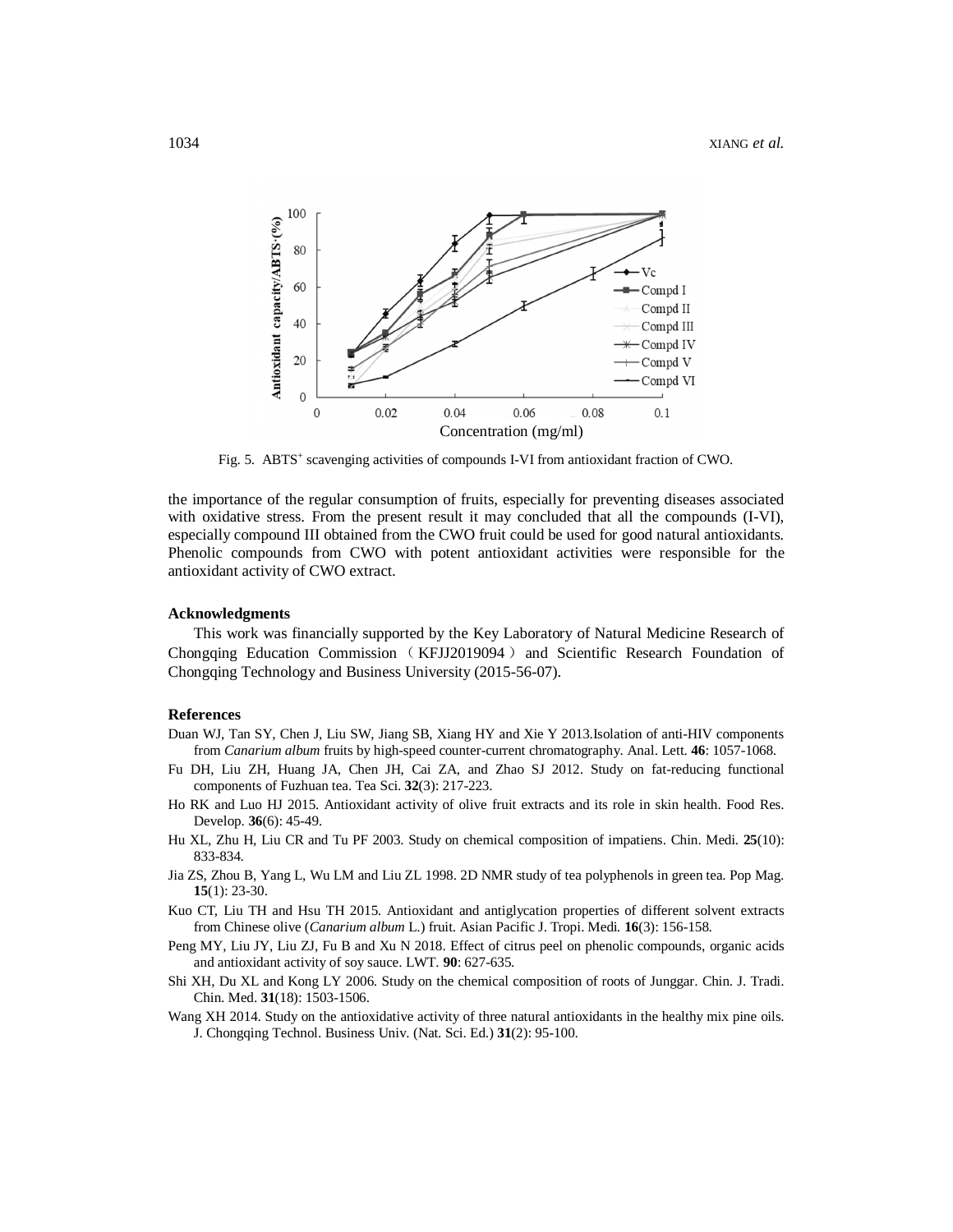Antioxidant capacity/ABTS·(%)

100
80
60
40
20
0

0 0.02 0.04 0.06 0.08 0.1

Concentration (mg/ml)

Vc
Compd I
Compd II
Compd III
Compd IV
Compd V
Compd VI

Fig. 5. $ABTS^+$ scavenging activities of compounds I-VI from antioxidant fraction of CWO.

the importance of the regular consumption of fruits, especially for preventing diseases associated with oxidative stress. From the present result it may concluded that all the compounds (I-VI), especially compound III obtained from the CWO fruit could be used for good natural antioxidants. Phenolic compounds from CWO with potent antioxidant activities were responsible for the antioxidant activity of CWO extract.

### Acknowledgments

This work was financially supported by the Key Laboratory of Natural Medicine Research of Chongqing Education Commission（KFJJ2019094）and Scientific Research Foundation of Chongqing Technology and Business University (2015-56-07).

### References

Duan WJ, Tan SY, Chen J, Liu SW, Jiang SB, Xiang HY and Xie Y 2013.Isolation of anti-HIV components from *Canarium album* fruits by high-speed counter-current chromatography. Anal. Lett. **46**: 1057-1068.

Fu DH, Liu ZH, Huang JA, Chen JH, Cai ZA, and Zhao SJ 2012. Study on fat-reducing functional components of Fuzhuan tea. Tea Sci. **32**(3): 217-223.

Ho RK and Luo HJ 2015. Antioxidant activity of olive fruit extracts and its role in skin health. Food Res. Develop. **36**(6): 45-49.

Hu XL, Zhu H, Liu CR and Tu PF 2003. Study on chemical composition of impatiens. Chin. Medi. **25**(10): 833-834.

Jia ZS, Zhou B, Yang L, Wu LM and Liu ZL 1998. 2D NMR study of tea polyphenols in green tea. Pop Mag. **15**(1): 23-30.

Kuo CT, Liu TH and Hsu TH 2015. Antioxidant and antiglycation properties of different solvent extracts from Chinese olive (*Canarium album* L.) fruit. Asian Pacific J. Tropi. Medi. **16**(3): 156-158.

Peng MY, Liu JY, Liu ZJ, Fu B and Xu N 2018. Effect of citrus peel on phenolic compounds, organic acids and antioxidant activity of soy sauce. LWT. **90**: 627-635.

Shi XH, Du XL and Kong LY 2006. Study on the chemical composition of roots of Junggar. Chin. J. Tradi. Chin. Med. **31**(18): 1503-1506.

Wang XH 2014. Study on the antioxidative activity of three natural antioxidants in the healthy mix pine oils. J. Chongqing Technol. Business Univ. (Nat. Sci. Ed.) **31**(2): 95-100.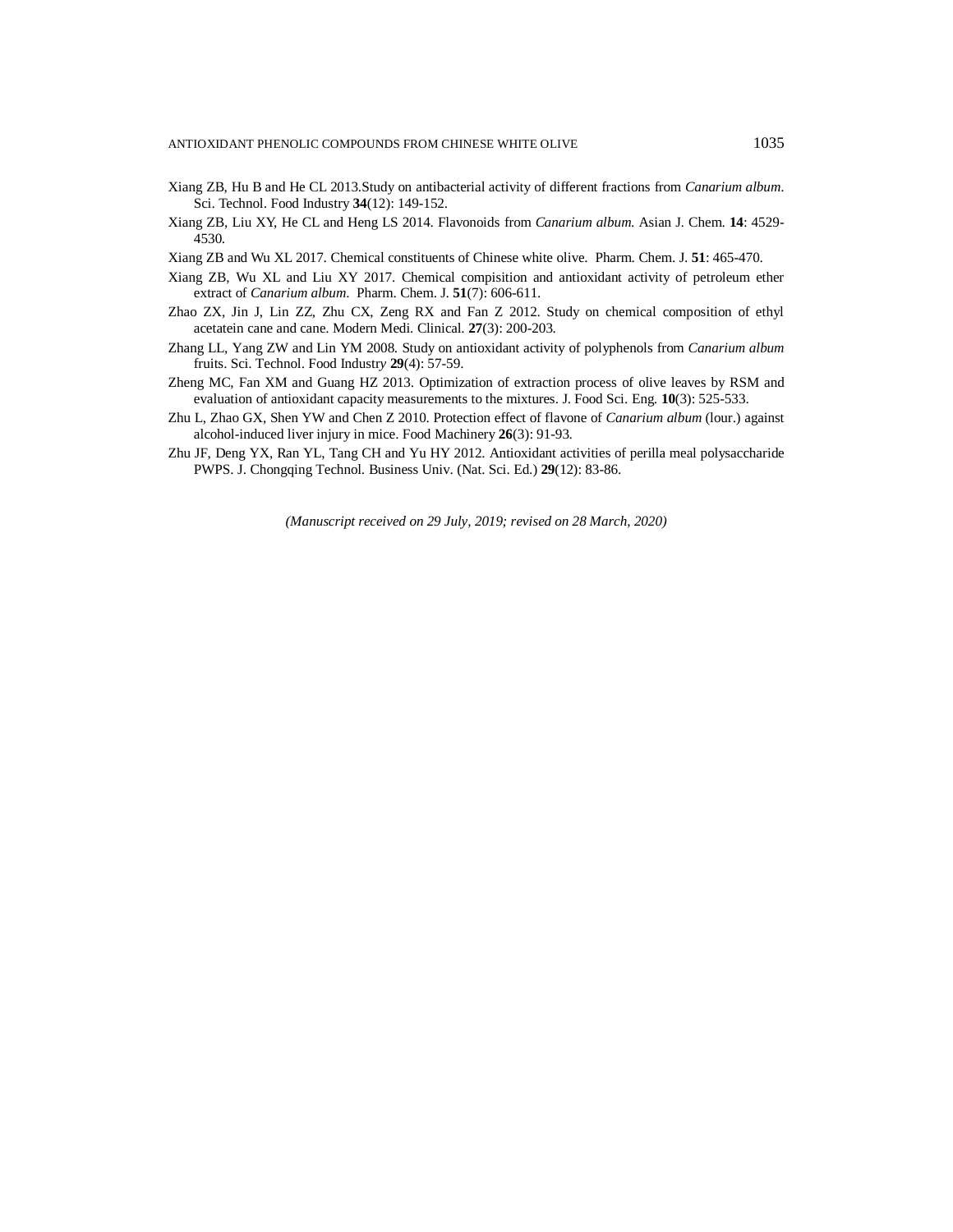Xiang ZB, Hu B and He CL 2013.Study on antibacterial activity of different fractions from *Canarium album*. Sci. Technol. Food Industry **34**(12): 149-152.

Xiang ZB, Liu XY, He CL and Heng LS 2014. Flavonoids from *Canarium album.* Asian J. Chem. **14**: 4529-4530.

Xiang ZB and Wu XL 2017. Chemical constituents of Chinese white olive. Pharm. Chem. J. **51**: 465-470.

Xiang ZB, Wu XL and Liu XY 2017. Chemical compisition and antioxidant activity of petroleum ether extract of *Canarium album*. Pharm. Chem. J. **51**(7): 606-611.

Zhao ZX, Jin J, Lin ZZ, Zhu CX, Zeng RX and Fan Z 2012. Study on chemical composition of ethyl acetatein cane and cane. Modern Medi. Clinical. **27**(3): 200-203.

Zhang LL, Yang ZW and Lin YM 2008. Study on antioxidant activity of polyphenols from *Canarium album* fruits. Sci. Technol. Food Industry **29**(4): 57-59.

Zheng MC, Fan XM and Guang HZ 2013. Optimization of extraction process of olive leaves by RSM and evaluation of antioxidant capacity measurements to the mixtures. J. Food Sci. Eng. **10**(3): 525-533.

Zhu L, Zhao GX, Shen YW and Chen Z 2010. Protection effect of flavone of *Canarium album* (lour.) against alcohol-induced liver injury in mice. Food Machinery **26**(3): 91-93.

Zhu JF, Deng YX, Ran YL, Tang CH and Yu HY 2012. Antioxidant activities of perilla meal polysaccharide PWPS. J. Chongqing Technol. Business Univ. (Nat. Sci. Ed.) **29**(12): 83-86.

*(Manuscript received on 29 July, 2019; revised on 28 March, 2020)*